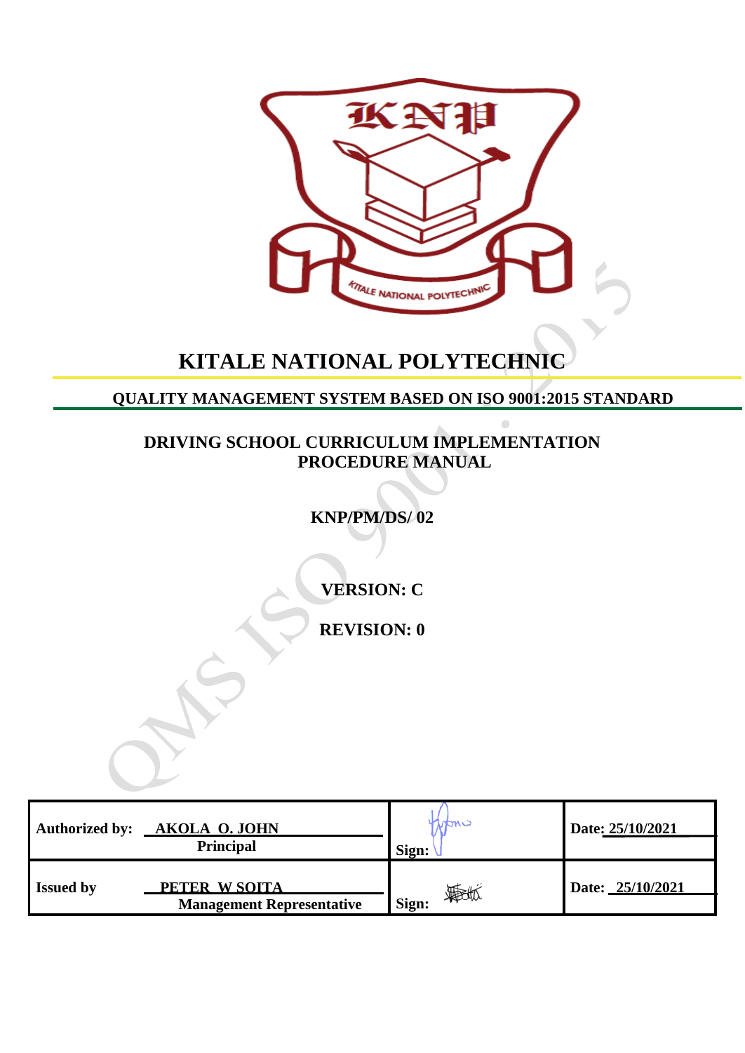# KITALE NATIONAL POLYTECHNIC

## QUALITY MANAGEMENT SYSTEM BASED ON ISO 9001:2015 STANDARD

### DRIVING SCHOOL CURRICULUM IMPLEMENTATION PROCEDURE MANUAL

**KNP/PM/DS/ 02**

**VERSION: C**

**REVISION: 0**

| | | |
|---|---|---|
| **Authorized by:** **AKOLA O. JOHN** **Principal** | **Sign:** | **Date: 25/10/2021** |
| **Issued by** **PETER W SOITA** **Management Representative** | **Sign:** | **Date: 25/10/2021** |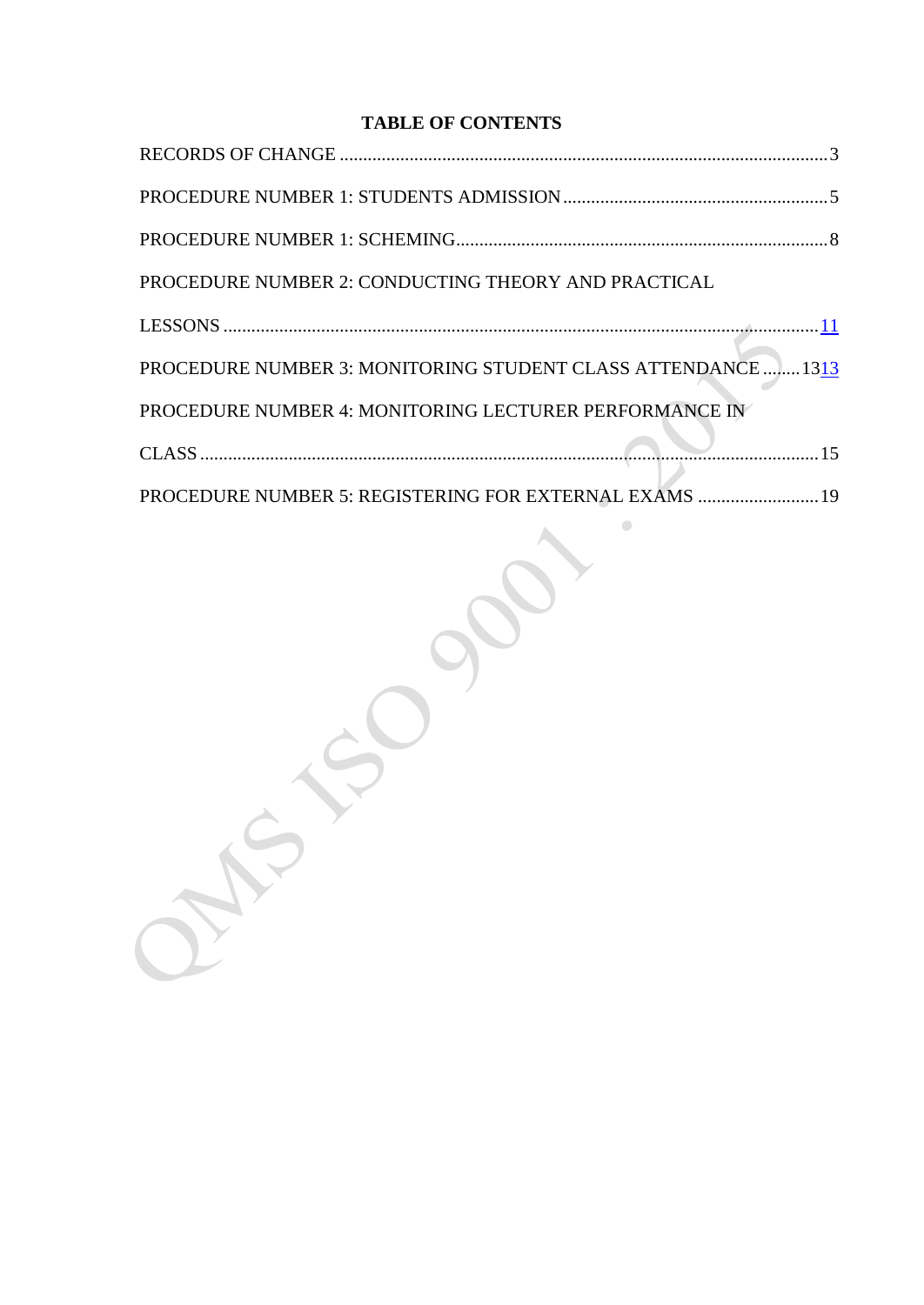# TABLE OF CONTENTS

RECORDS OF CHANGE .......................................................................................................... 3

PROCEDURE NUMBER 1: STUDENTS ADMISSION .......................................................... 5

PROCEDURE NUMBER 1: SCHEMING .................................................................................. 8

PROCEDURE NUMBER 2: CONDUCTING THEORY AND PRACTICAL LESSONS ................................................................................................................................ 11

PROCEDURE NUMBER 3: MONITORING STUDENT CLASS ATTENDANCE ........ 1313

PROCEDURE NUMBER 4: MONITORING LECTURER PERFORMANCE IN CLASS ..................................................................................................................................... 15

PROCEDURE NUMBER 5: REGISTERING FOR EXTERNAL EXAMS .......................... 19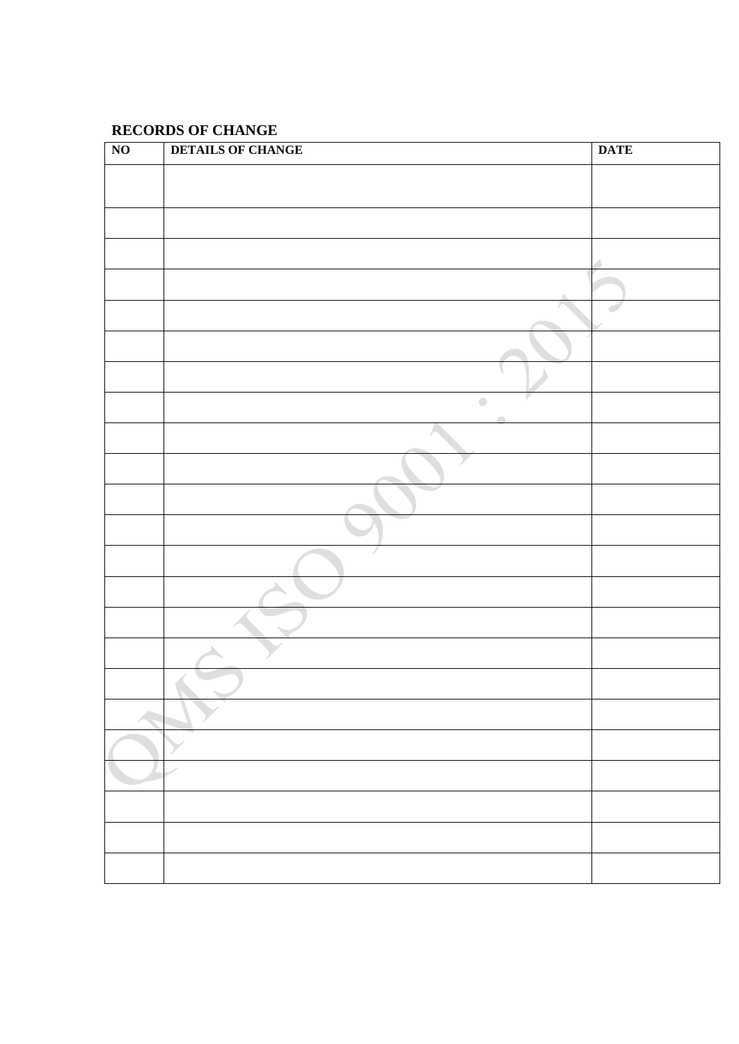## RECORDS OF CHANGE

| NO | DETAILS OF CHANGE | DATE |
|---|---|---|
| | | |
| | | |
| | | |
| | | |
| | | |
| | | |
| | | |
| | | |
| | | |
| | | |
| | | |
| | | |
| | | |
| | | |
| | | |
| | | |
| | | |
| | | |
| | | |
| | | |
| | | |
| | | |
| | | |
| | | |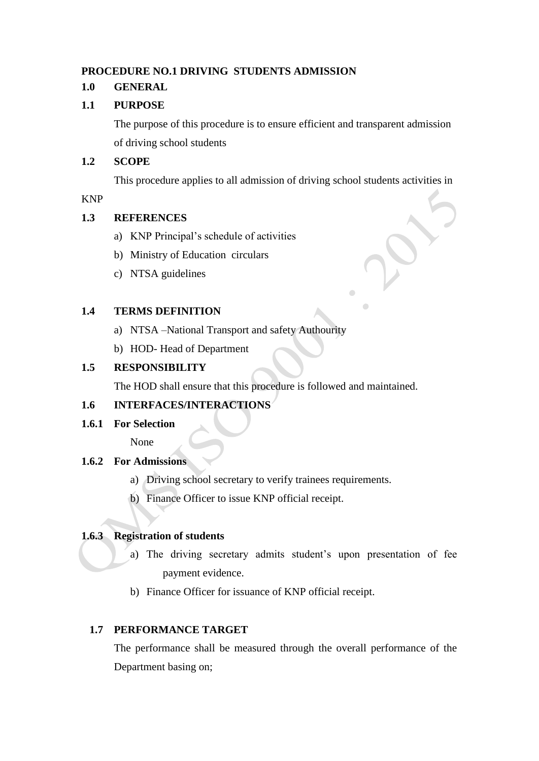**PROCEDURE NO.1 DRIVING STUDENTS ADMISSION**

**1.0 GENERAL**

**1.1 PURPOSE**

The purpose of this procedure is to ensure efficient and transparent admission of driving school students

**1.2 SCOPE**

This procedure applies to all admission of driving school students activities in KNP

**1.3 REFERENCES**

a) KNP Principal's schedule of activities
b) Ministry of Education circulars
c) NTSA guidelines

**1.4 TERMS DEFINITION**

a) NTSA –National Transport and safety Authourity
b) HOD- Head of Department

**1.5 RESPONSIBILITY**

The HOD shall ensure that this procedure is followed and maintained.

**1.6 INTERFACES/INTERACTIONS**

**1.6.1 For Selection**

None

**1.6.2 For Admissions**

a) Driving school secretary to verify trainees requirements.
b) Finance Officer to issue KNP official receipt.

**1.6.3 Registration of students**

a) The driving secretary admits student's upon presentation of fee payment evidence.
b) Finance Officer for issuance of KNP official receipt.

**1.7 PERFORMANCE TARGET**

The performance shall be measured through the overall performance of the Department basing on;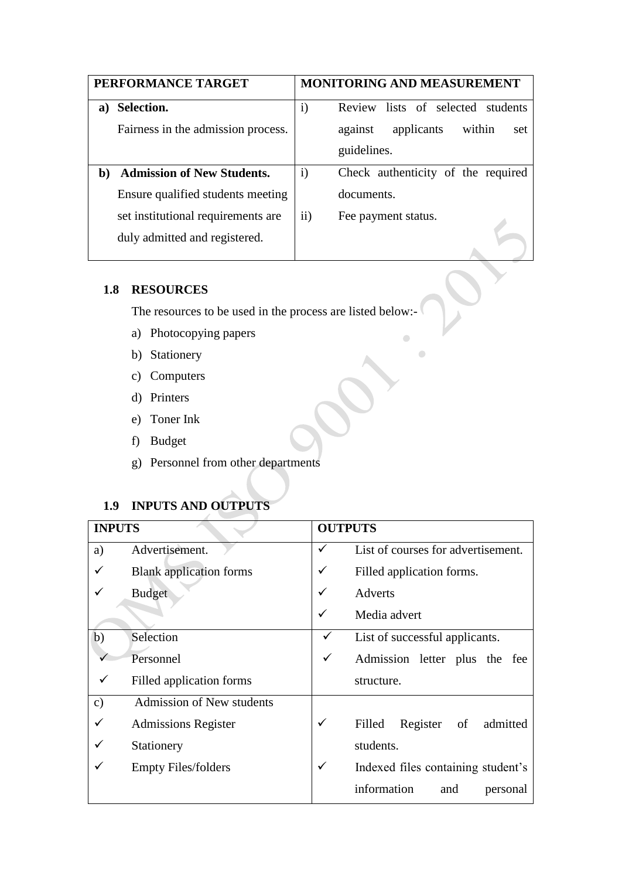| PERFORMANCE TARGET | MONITORING AND MEASUREMENT |
| --- | --- |
| **a) Selection.**<br>Fairness in the admission process. | i) Review lists of selected students against applicants within set guidelines. |
| **b) Admission of New Students.**<br>Ensure qualified students meeting set institutional requirements are duly admitted and registered. | i) Check authenticity of the required documents.<br>ii) Fee payment status. |

## 1.8 RESOURCES

The resources to be used in the process are listed below:-

a) Photocopying papers
b) Stationery
c) Computers
d) Printers
e) Toner Ink
f) Budget
g) Personnel from other departments

## 1.9 INPUTS AND OUTPUTS

| INPUTS | OUTPUTS |
| --- | --- |
| a) Advertisement.<br>✓ Blank application forms<br>✓ Budget | ✓ List of courses for advertisement.<br>✓ Filled application forms.<br>✓ Adverts<br>✓ Media advert |
| b) Selection<br>✓ Personnel<br>✓ Filled application forms | ✓ List of successful applicants.<br>✓ Admission letter plus the fee structure. |
| c) Admission of New students<br>✓ Admissions Register<br>✓ Stationery<br>✓ Empty Files/folders | ✓ Filled Register of admitted students.<br>✓ Indexed files containing student's information and personal |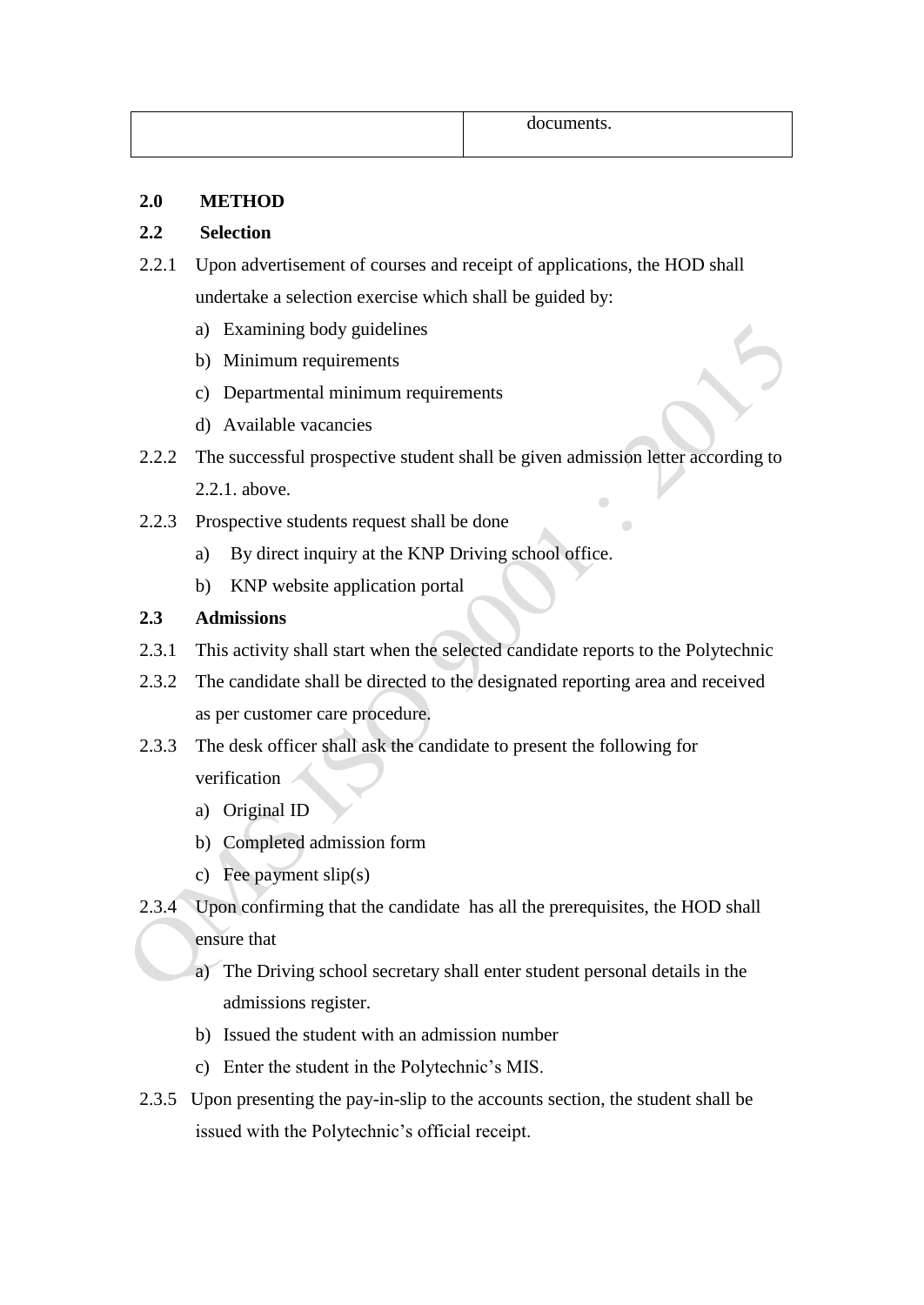| | documents. |
|---|---|

**2.0 METHOD**

**2.2 Selection**

2.2.1 Upon advertisement of courses and receipt of applications, the HOD shall undertake a selection exercise which shall be guided by:

a) Examining body guidelines
b) Minimum requirements
c) Departmental minimum requirements
d) Available vacancies

2.2.2 The successful prospective student shall be given admission letter according to 2.2.1. above.

2.2.3 Prospective students request shall be done

a) By direct inquiry at the KNP Driving school office.
b) KNP website application portal

**2.3 Admissions**

2.3.1 This activity shall start when the selected candidate reports to the Polytechnic

2.3.2 The candidate shall be directed to the designated reporting area and received as per customer care procedure.

2.3.3 The desk officer shall ask the candidate to present the following for verification

a) Original ID
b) Completed admission form
c) Fee payment slip(s)

2.3.4 Upon confirming that the candidate has all the prerequisites, the HOD shall ensure that

a) The Driving school secretary shall enter student personal details in the admissions register.
b) Issued the student with an admission number
c) Enter the student in the Polytechnic's MIS.

2.3.5 Upon presenting the pay-in-slip to the accounts section, the student shall be issued with the Polytechnic's official receipt.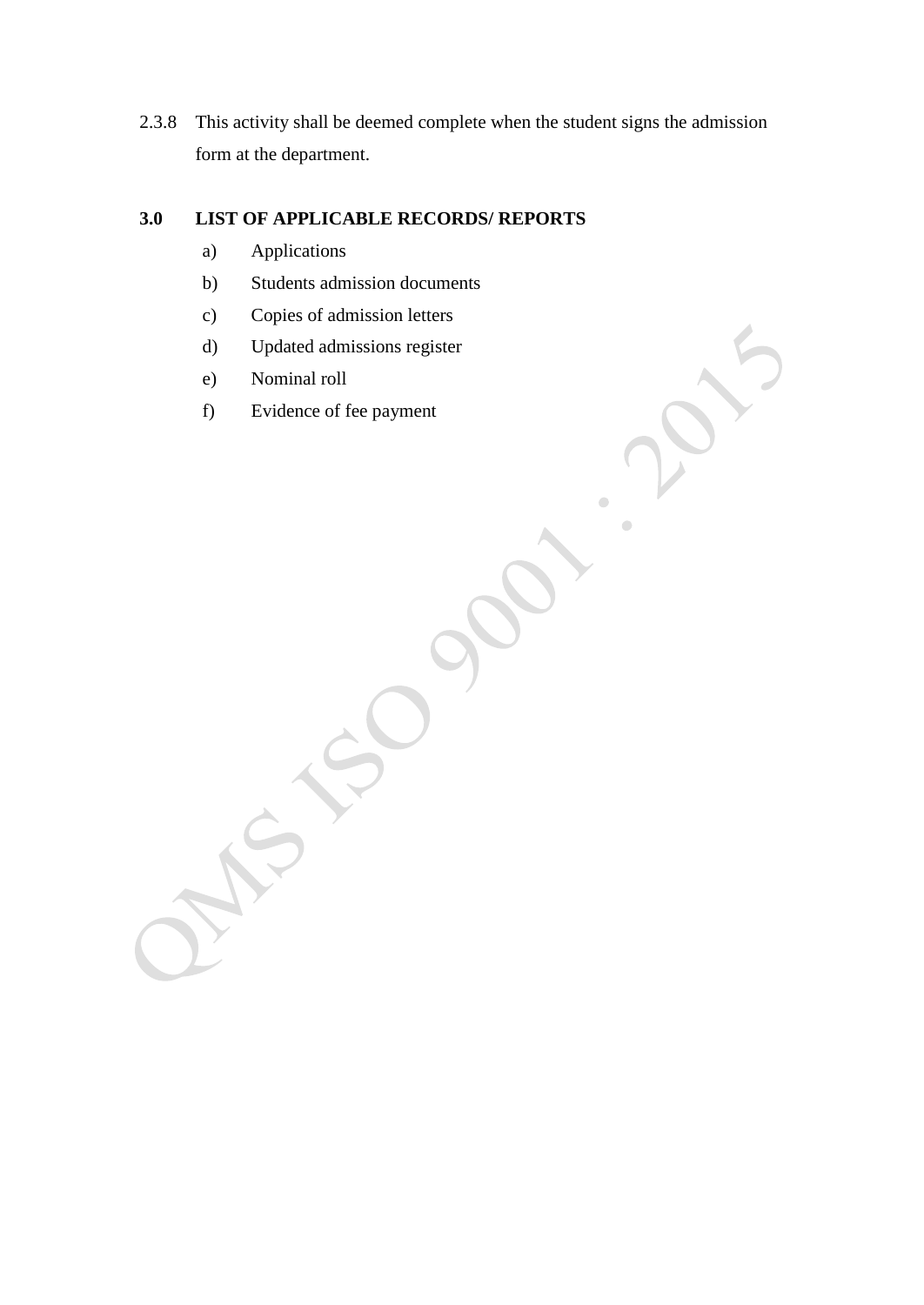2.3.8 This activity shall be deemed complete when the student signs the admission form at the department.

## 3.0 LIST OF APPLICABLE RECORDS/ REPORTS

a) Applications

b) Students admission documents

c) Copies of admission letters

d) Updated admissions register

e) Nominal roll

f) Evidence of fee payment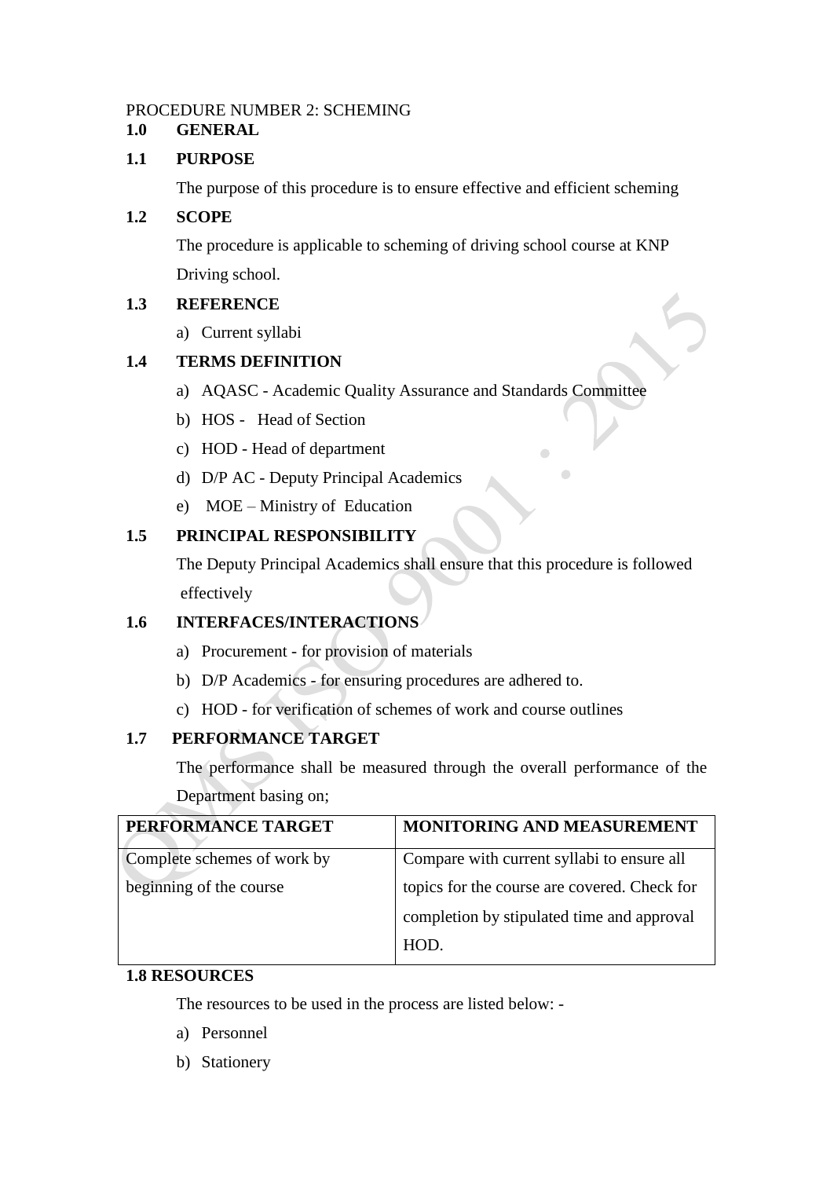PROCEDURE NUMBER 2: SCHEMING

## 1.0 GENERAL

### 1.1 PURPOSE

The purpose of this procedure is to ensure effective and efficient scheming

### 1.2 SCOPE

The procedure is applicable to scheming of driving school course at KNP Driving school.

### 1.3 REFERENCE

a) Current syllabi

### 1.4 TERMS DEFINITION

a) AQASC - Academic Quality Assurance and Standards Committee
b) HOS - Head of Section
c) HOD - Head of department
d) D/P AC - Deputy Principal Academics
e) MOE – Ministry of Education

### 1.5 PRINCIPAL RESPONSIBILITY

The Deputy Principal Academics shall ensure that this procedure is followed effectively

### 1.6 INTERFACES/INTERACTIONS

a) Procurement - for provision of materials
b) D/P Academics - for ensuring procedures are adhered to.
c) HOD - for verification of schemes of work and course outlines

### 1.7 PERFORMANCE TARGET

The performance shall be measured through the overall performance of the Department basing on;

| PERFORMANCE TARGET | MONITORING AND MEASUREMENT |
|---|---|
| Complete schemes of work by beginning of the course | Compare with current syllabi to ensure all topics for the course are covered. Check for completion by stipulated time and approval HOD. |

### 1.8 RESOURCES

The resources to be used in the process are listed below: -

a) Personnel
b) Stationery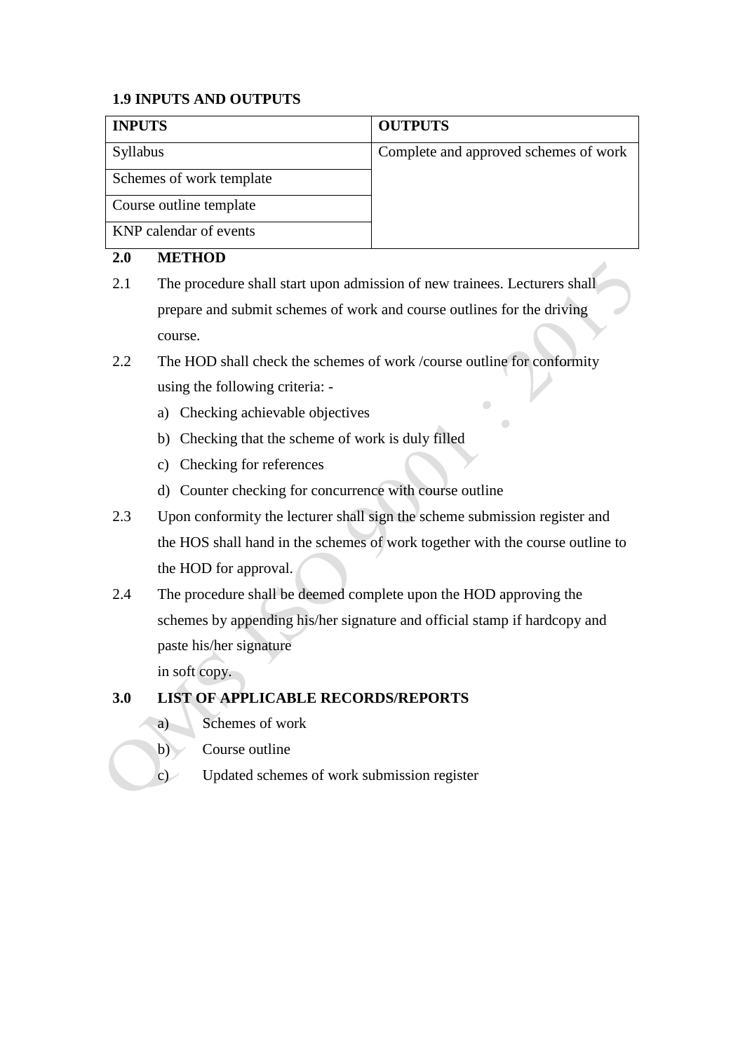### 1.9 INPUTS AND OUTPUTS

| INPUTS | OUTPUTS |
|---|---|
| Syllabus | Complete and approved schemes of work |
| Schemes of work template | |
| Course outline template | |
| KNP calendar of events | |

### 2.0 METHOD

2.1 The procedure shall start upon admission of new trainees. Lecturers shall prepare and submit schemes of work and course outlines for the driving course.

2.2 The HOD shall check the schemes of work /course outline for conformity using the following criteria: -

a) Checking achievable objectives
b) Checking that the scheme of work is duly filled
c) Checking for references
d) Counter checking for concurrence with course outline

2.3 Upon conformity the lecturer shall sign the scheme submission register and the HOS shall hand in the schemes of work together with the course outline to the HOD for approval.

2.4 The procedure shall be deemed complete upon the HOD approving the schemes by appending his/her signature and official stamp if hardcopy and paste his/her signature in soft copy.

### 3.0 LIST OF APPLICABLE RECORDS/REPORTS

a) Schemes of work
b) Course outline
c) Updated schemes of work submission register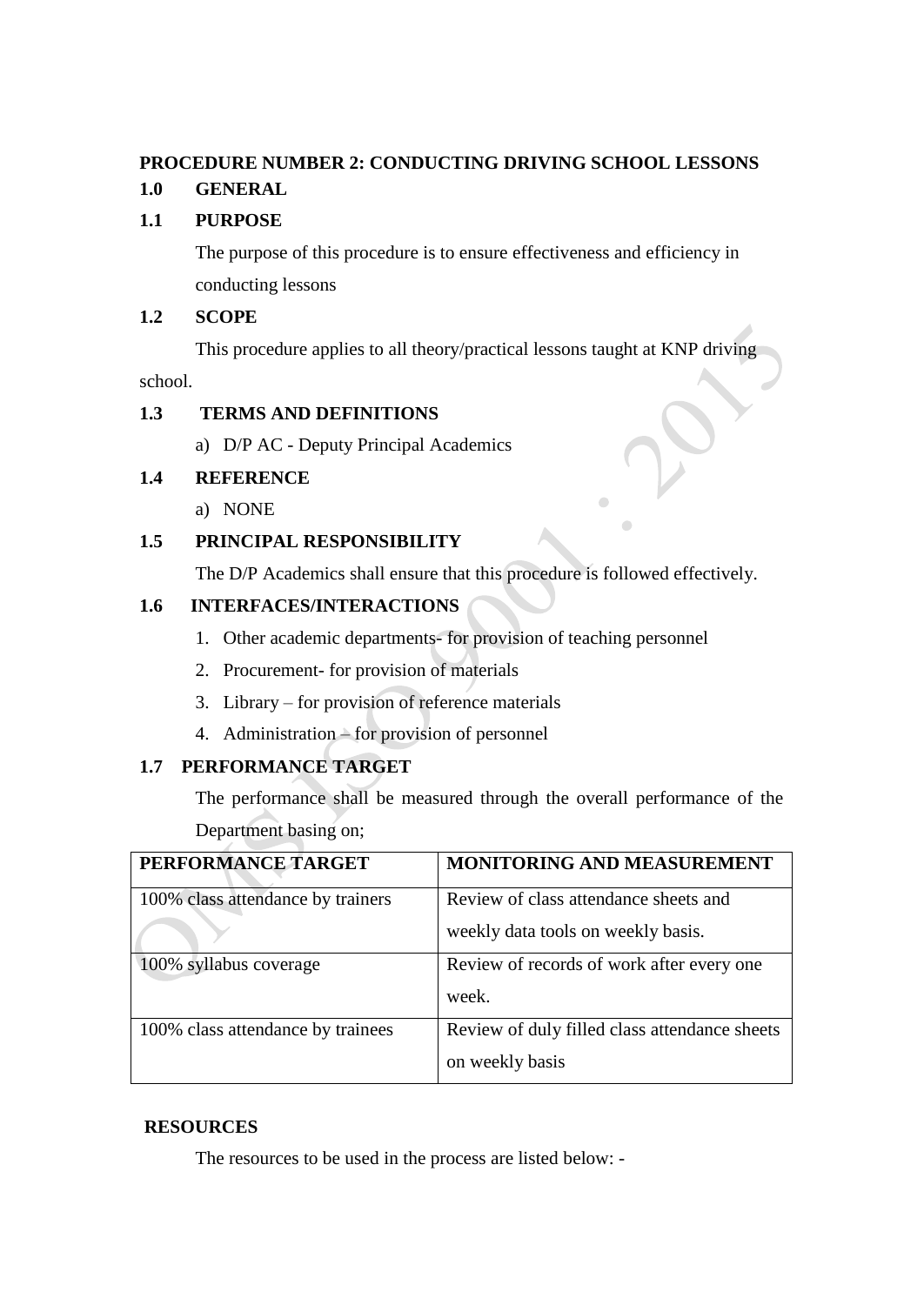**PROCEDURE NUMBER 2: CONDUCTING DRIVING SCHOOL LESSONS**

**1.0 GENERAL**

**1.1 PURPOSE**

The purpose of this procedure is to ensure effectiveness and efficiency in conducting lessons

**1.2 SCOPE**

This procedure applies to all theory/practical lessons taught at KNP driving school.

**1.3 TERMS AND DEFINITIONS**

a) D/P AC - Deputy Principal Academics

**1.4 REFERENCE**

a) NONE

**1.5 PRINCIPAL RESPONSIBILITY**

The D/P Academics shall ensure that this procedure is followed effectively.

**1.6 INTERFACES/INTERACTIONS**

1. Other academic departments- for provision of teaching personnel
2. Procurement- for provision of materials
3. Library – for provision of reference materials
4. Administration – for provision of personnel

**1.7 PERFORMANCE TARGET**

The performance shall be measured through the overall performance of the Department basing on;

| PERFORMANCE TARGET | MONITORING AND MEASUREMENT |
|---|---|
| 100% class attendance by trainers | Review of class attendance sheets and weekly data tools on weekly basis. |
| 100% syllabus coverage | Review of records of work after every one week. |
| 100% class attendance by trainees | Review of duly filled class attendance sheets on weekly basis |

**RESOURCES**

The resources to be used in the process are listed below: -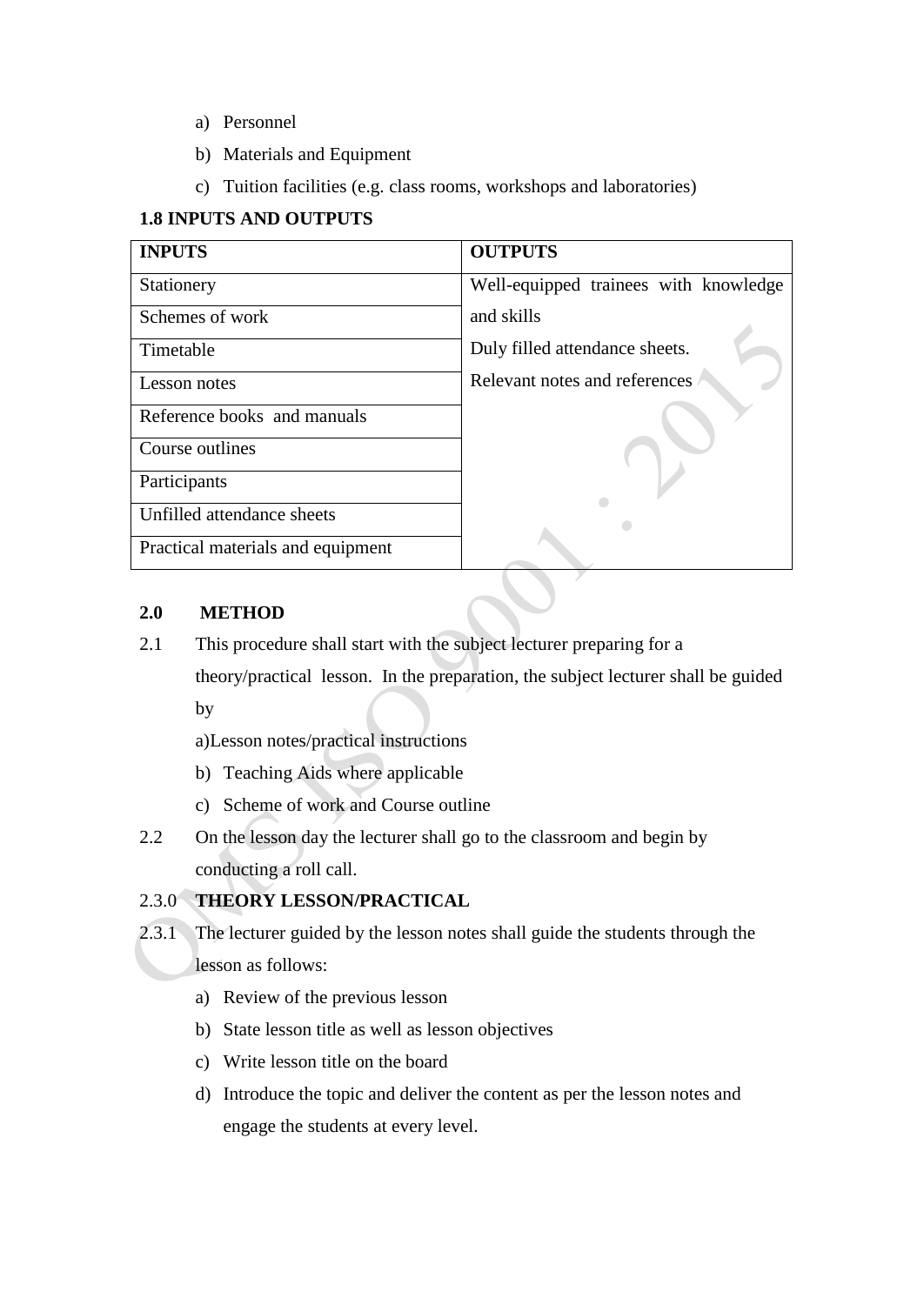a) Personnel

b) Materials and Equipment

c) Tuition facilities (e.g. class rooms, workshops and laboratories)

**1.8 INPUTS AND OUTPUTS**

| INPUTS | OUTPUTS |
|---|---|
| Stationery | Well-equipped trainees with knowledge and skills<br>Duly filled attendance sheets.<br>Relevant notes and references |
| Schemes of work | |
| Timetable | |
| Lesson notes | |
| Reference books and manuals | |
| Course outlines | |
| Participants | |
| Unfilled attendance sheets | |
| Practical materials and equipment | |

**2.0 METHOD**

2.1 This procedure shall start with the subject lecturer preparing for a theory/practical lesson. In the preparation, the subject lecturer shall be guided by

a)Lesson notes/practical instructions

b) Teaching Aids where applicable

c) Scheme of work and Course outline

2.2 On the lesson day the lecturer shall go to the classroom and begin by conducting a roll call.

2.3.0 **THEORY LESSON/PRACTICAL**

2.3.1 The lecturer guided by the lesson notes shall guide the students through the lesson as follows:

a) Review of the previous lesson

b) State lesson title as well as lesson objectives

c) Write lesson title on the board

d) Introduce the topic and deliver the content as per the lesson notes and engage the students at every level.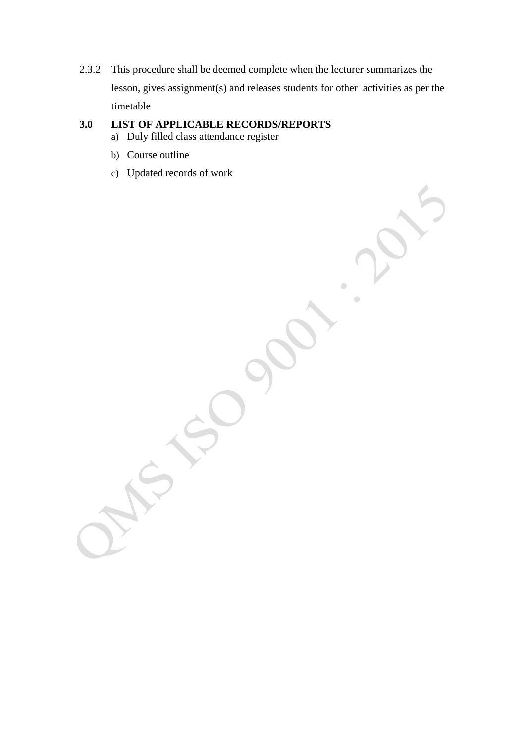2.3.2 This procedure shall be deemed complete when the lecturer summarizes the lesson, gives assignment(s) and releases students for other activities as per the timetable

## 3.0 LIST OF APPLICABLE RECORDS/REPORTS

a) Duly filled class attendance register

b) Course outline

c) Updated records of work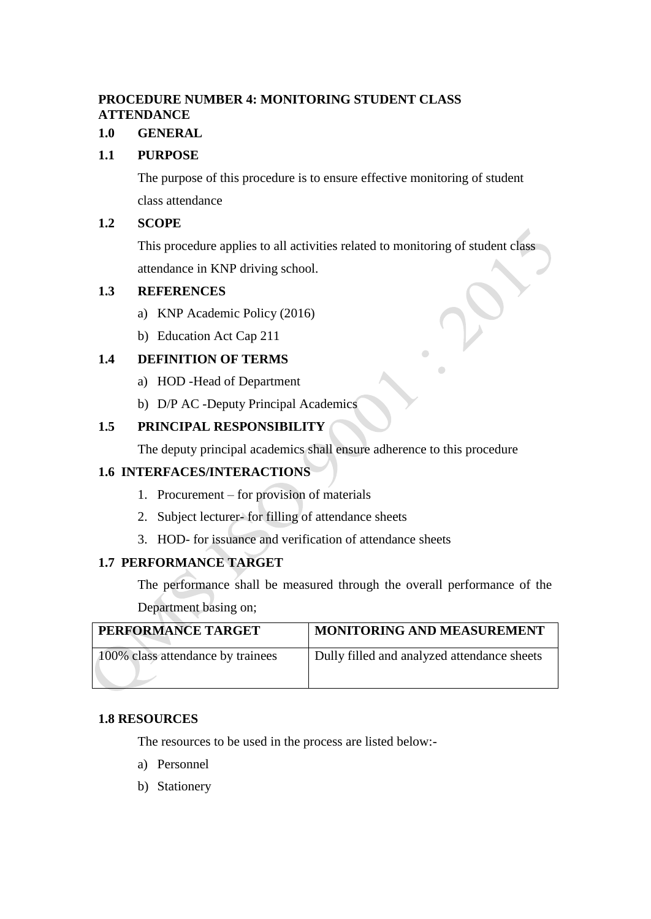**PROCEDURE NUMBER 4: MONITORING STUDENT CLASS ATTENDANCE**

**1.0 GENERAL**

**1.1 PURPOSE**

The purpose of this procedure is to ensure effective monitoring of student class attendance

**1.2 SCOPE**

This procedure applies to all activities related to monitoring of student class attendance in KNP driving school.

**1.3 REFERENCES**

a) KNP Academic Policy (2016)

b) Education Act Cap 211

**1.4 DEFINITION OF TERMS**

a) HOD -Head of Department

b) D/P AC -Deputy Principal Academics

**1.5 PRINCIPAL RESPONSIBILITY**

The deputy principal academics shall ensure adherence to this procedure

**1.6 INTERFACES/INTERACTIONS**

1. Procurement – for provision of materials
2. Subject lecturer- for filling of attendance sheets
3. HOD- for issuance and verification of attendance sheets

**1.7 PERFORMANCE TARGET**

The performance shall be measured through the overall performance of the Department basing on;

| PERFORMANCE TARGET | MONITORING AND MEASUREMENT |
|---|---|
| 100% class attendance by trainees | Dully filled and analyzed attendance sheets |

**1.8 RESOURCES**

The resources to be used in the process are listed below:-

a) Personnel

b) Stationery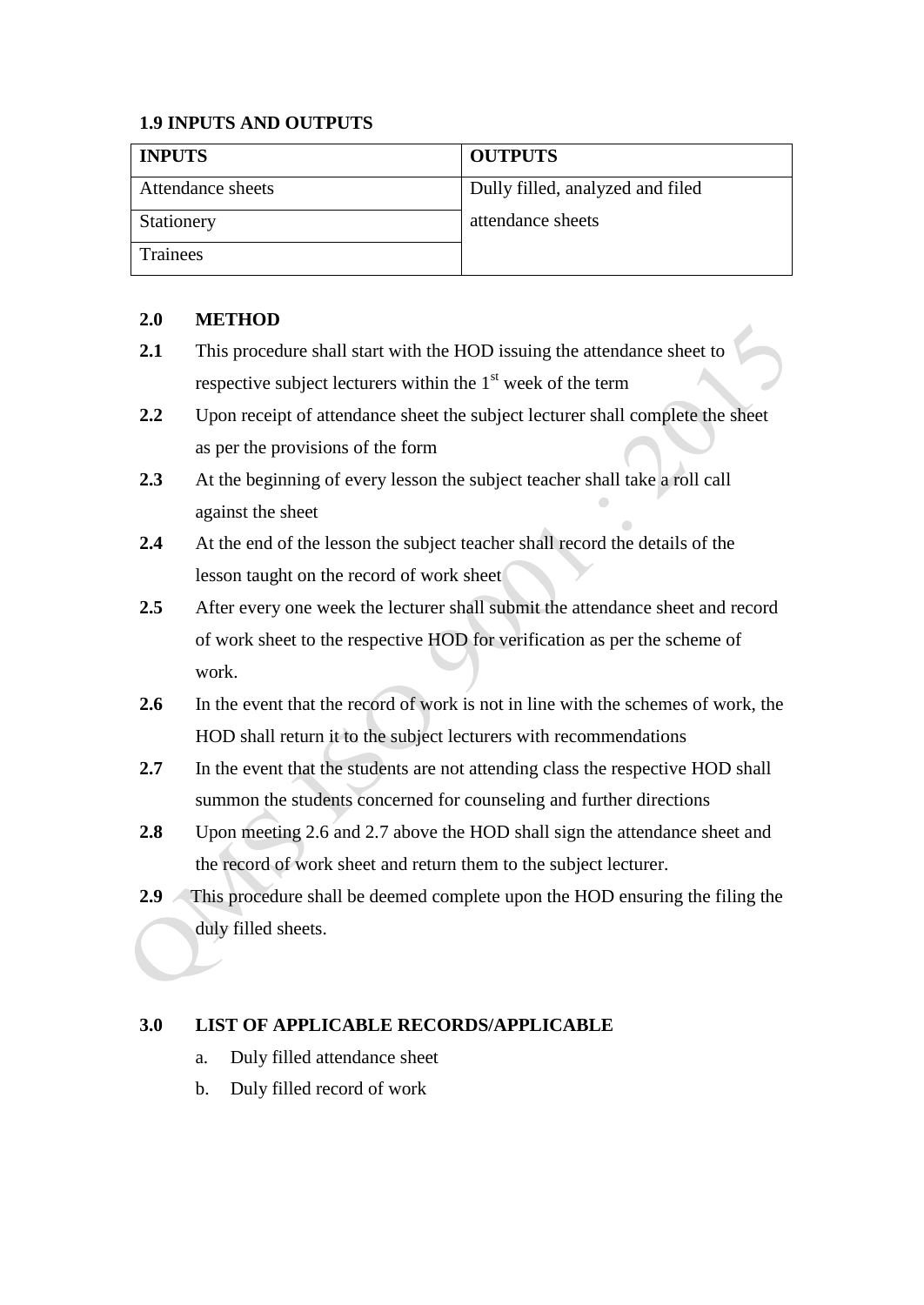### 1.9 INPUTS AND OUTPUTS

| INPUTS | OUTPUTS |
|---|---|
| Attendance sheets | Dully filled, analyzed and filed attendance sheets |
| Stationery | |
| Trainees | |

## 2.0 METHOD

**2.1** This procedure shall start with the HOD issuing the attendance sheet to respective subject lecturers within the 1st week of the term

**2.2** Upon receipt of attendance sheet the subject lecturer shall complete the sheet as per the provisions of the form

**2.3** At the beginning of every lesson the subject teacher shall take a roll call against the sheet

**2.4** At the end of the lesson the subject teacher shall record the details of the lesson taught on the record of work sheet

**2.5** After every one week the lecturer shall submit the attendance sheet and record of work sheet to the respective HOD for verification as per the scheme of work.

**2.6** In the event that the record of work is not in line with the schemes of work, the HOD shall return it to the subject lecturers with recommendations

**2.7** In the event that the students are not attending class the respective HOD shall summon the students concerned for counseling and further directions

**2.8** Upon meeting 2.6 and 2.7 above the HOD shall sign the attendance sheet and the record of work sheet and return them to the subject lecturer.

**2.9** This procedure shall be deemed complete upon the HOD ensuring the filing the duly filled sheets.

## 3.0 LIST OF APPLICABLE RECORDS/APPLICABLE

a. Duly filled attendance sheet

b. Duly filled record of work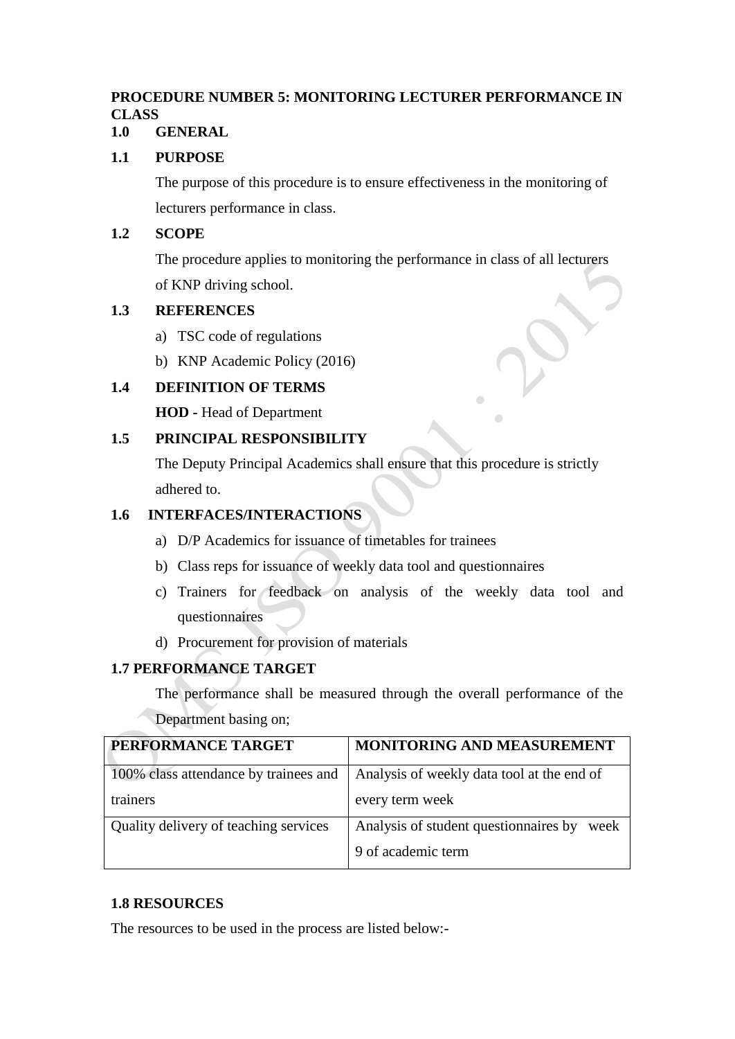**PROCEDURE NUMBER 5: MONITORING LECTURER PERFORMANCE IN CLASS**

**1.0 GENERAL**

**1.1 PURPOSE**

The purpose of this procedure is to ensure effectiveness in the monitoring of lecturers performance in class.

**1.2 SCOPE**

The procedure applies to monitoring the performance in class of all lecturers of KNP driving school.

**1.3 REFERENCES**

a) TSC code of regulations
b) KNP Academic Policy (2016)

**1.4 DEFINITION OF TERMS**

**HOD -** Head of Department

**1.5 PRINCIPAL RESPONSIBILITY**

The Deputy Principal Academics shall ensure that this procedure is strictly adhered to.

**1.6 INTERFACES/INTERACTIONS**

a) D/P Academics for issuance of timetables for trainees
b) Class reps for issuance of weekly data tool and questionnaires
c) Trainers for feedback on analysis of the weekly data tool and questionnaires
d) Procurement for provision of materials

**1.7 PERFORMANCE TARGET**

The performance shall be measured through the overall performance of the Department basing on;

| PERFORMANCE TARGET | MONITORING AND MEASUREMENT |
|---|---|
| 100% class attendance by trainees and trainers | Analysis of weekly data tool at the end of every term week |
| Quality delivery of teaching services | Analysis of student questionnaires by week 9 of academic term |

**1.8 RESOURCES**

The resources to be used in the process are listed below:-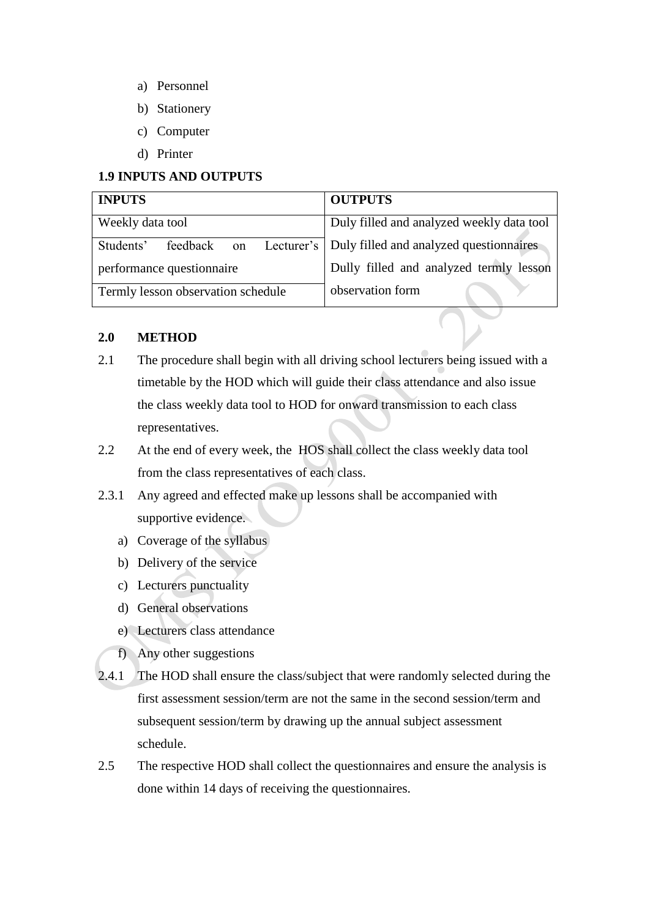a) Personnel
b) Stationery
c) Computer
d) Printer

**1.9 INPUTS AND OUTPUTS**

| **INPUTS** | **OUTPUTS** |
|---|---|
| Weekly data tool | Duly filled and analyzed weekly data tool |
| Students' feedback on Lecturer's performance questionnaire | Duly filled and analyzed questionnaires |
| Termly lesson observation schedule | Dully filled and analyzed termly lesson observation form |

**2.0 METHOD**

2.1 The procedure shall begin with all driving school lecturers being issued with a timetable by the HOD which will guide their class attendance and also issue the class weekly data tool to HOD for onward transmission to each class representatives.

2.2 At the end of every week, the HOS shall collect the class weekly data tool from the class representatives of each class.

2.3.1 Any agreed and effected make up lessons shall be accompanied with supportive evidence.

a) Coverage of the syllabus
b) Delivery of the service
c) Lecturers punctuality
d) General observations
e) Lecturers class attendance
f) Any other suggestions

2.4.1 The HOD shall ensure the class/subject that were randomly selected during the first assessment session/term are not the same in the second session/term and subsequent session/term by drawing up the annual subject assessment schedule.

2.5 The respective HOD shall collect the questionnaires and ensure the analysis is done within 14 days of receiving the questionnaires.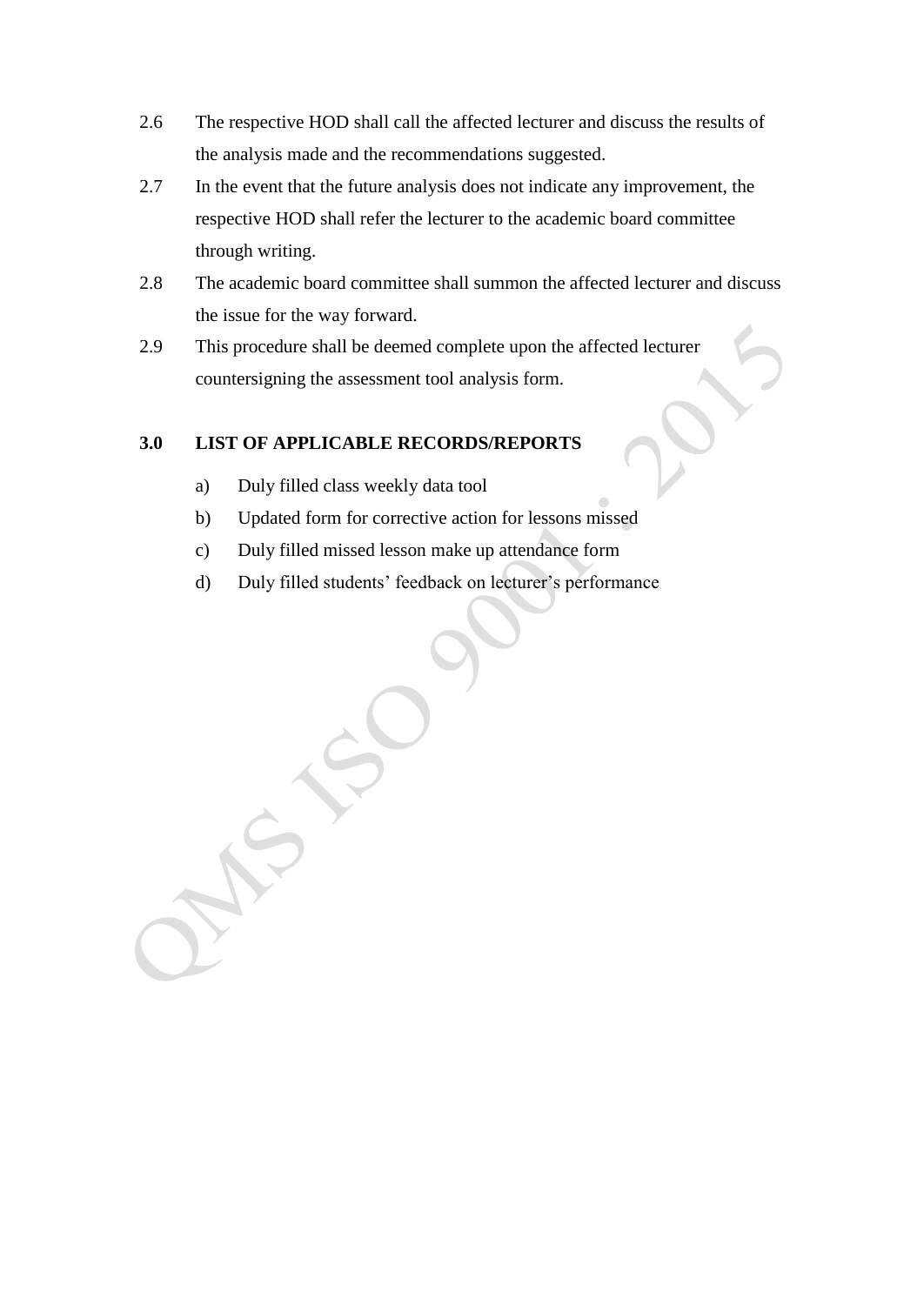2.6 The respective HOD shall call the affected lecturer and discuss the results of the analysis made and the recommendations suggested.

2.7 In the event that the future analysis does not indicate any improvement, the respective HOD shall refer the lecturer to the academic board committee through writing.

2.8 The academic board committee shall summon the affected lecturer and discuss the issue for the way forward.

2.9 This procedure shall be deemed complete upon the affected lecturer countersigning the assessment tool analysis form.

## 3.0 LIST OF APPLICABLE RECORDS/REPORTS

a) Duly filled class weekly data tool

b) Updated form for corrective action for lessons missed

c) Duly filled missed lesson make up attendance form

d) Duly filled students' feedback on lecturer's performance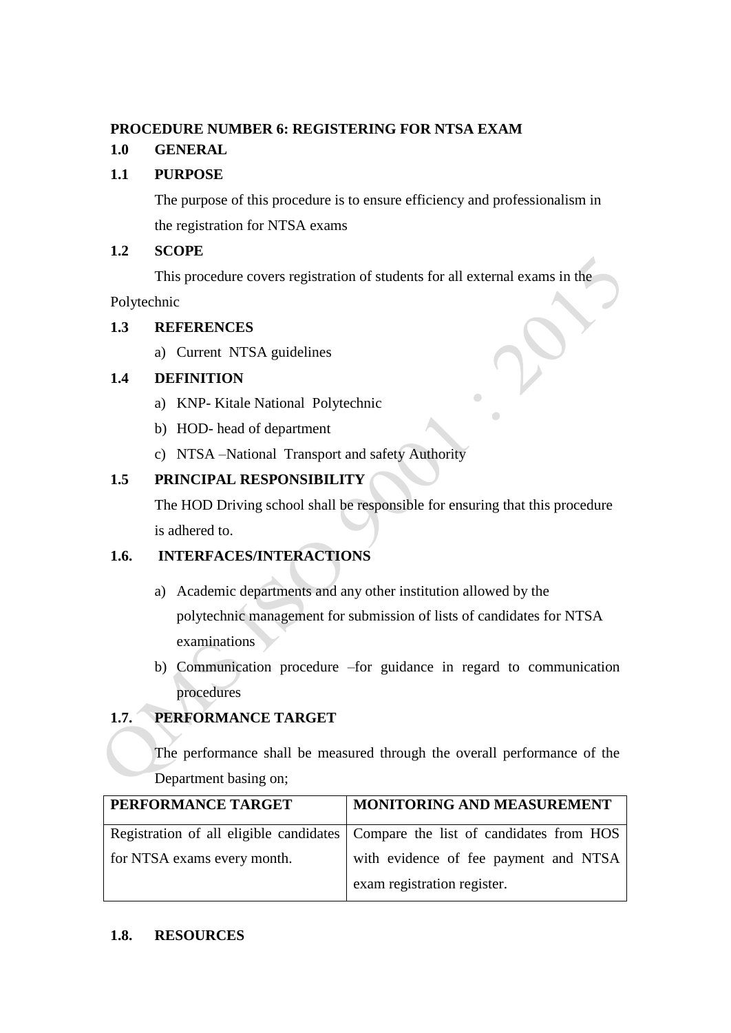**PROCEDURE NUMBER 6: REGISTERING FOR NTSA EXAM**

**1.0 GENERAL**

**1.1 PURPOSE**

The purpose of this procedure is to ensure efficiency and professionalism in the registration for NTSA exams

**1.2 SCOPE**

This procedure covers registration of students for all external exams in the Polytechnic

**1.3 REFERENCES**

a) Current NTSA guidelines

**1.4 DEFINITION**

a) KNP- Kitale National Polytechnic
b) HOD- head of department
c) NTSA –National Transport and safety Authority

**1.5 PRINCIPAL RESPONSIBILITY**

The HOD Driving school shall be responsible for ensuring that this procedure is adhered to.

**1.6. INTERFACES/INTERACTIONS**

a) Academic departments and any other institution allowed by the polytechnic management for submission of lists of candidates for NTSA examinations
b) Communication procedure –for guidance in regard to communication procedures

**1.7. PERFORMANCE TARGET**

The performance shall be measured through the overall performance of the Department basing on;

| PERFORMANCE TARGET | MONITORING AND MEASUREMENT |
| --- | --- |
| Registration of all eligible candidates for NTSA exams every month. | Compare the list of candidates from HOS with evidence of fee payment and NTSA exam registration register. |

**1.8. RESOURCES**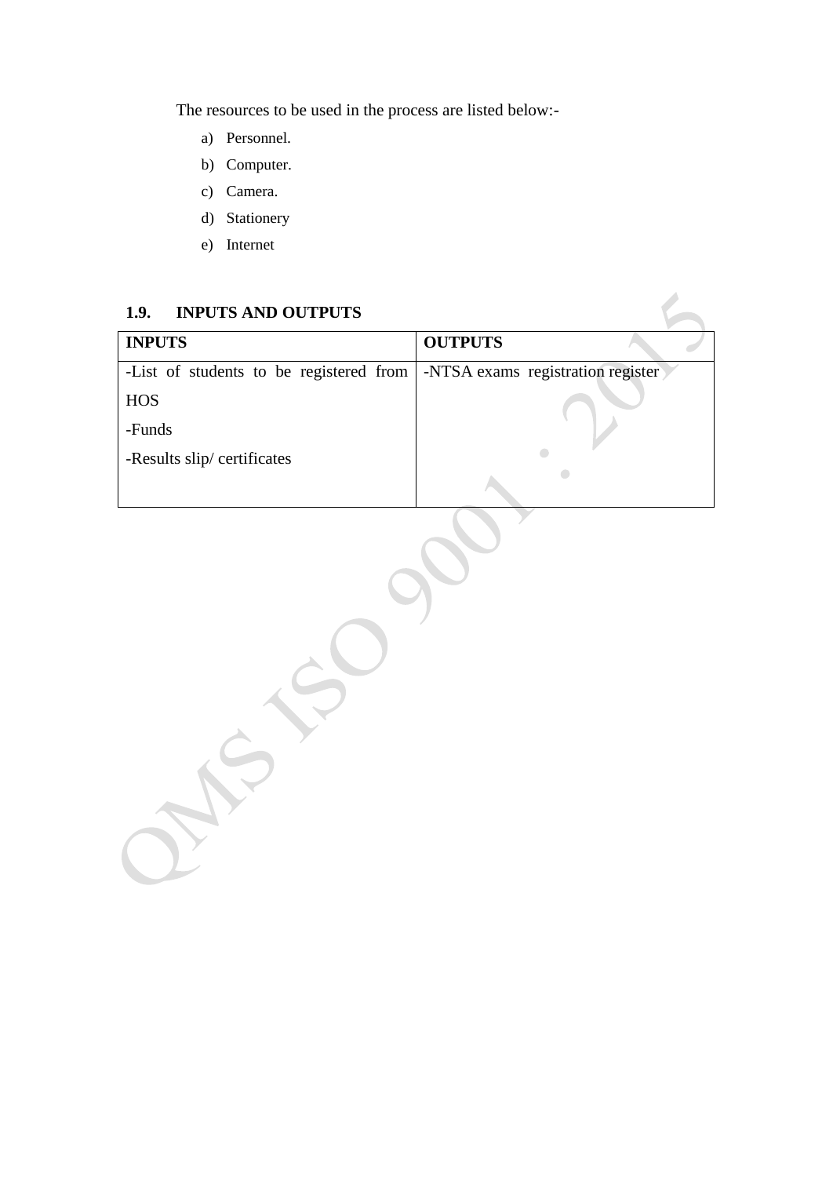The resources to be used in the process are listed below:-

a) Personnel.
b) Computer.
c) Camera.
d) Stationery
e) Internet

### 1.9. INPUTS AND OUTPUTS

| INPUTS | OUTPUTS |
|---|---|
| -List of students to be registered from HOS<br>-Funds<br>-Results slip/ certificates | -NTSA exams registration register |